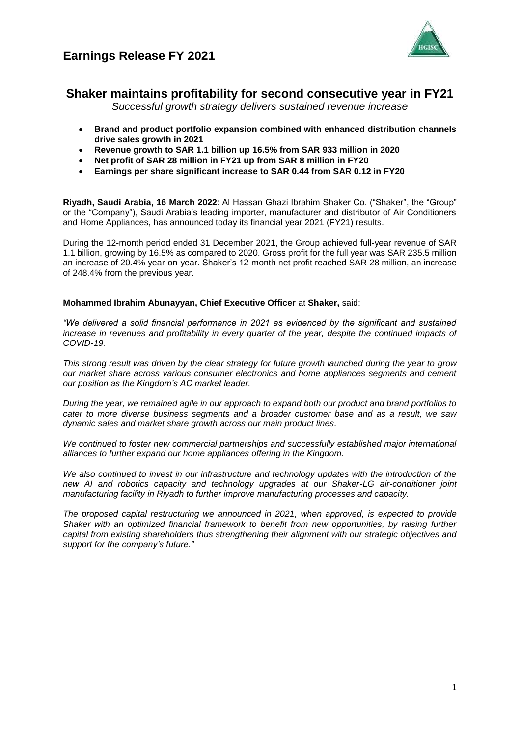# Earnings Release FY 2021

## Shaker maintains profitability for second consecutive year in FY21

*Successful growth strategy delivers sustained revenue increase*

- **Brand and product portfolio expansion combined with enhanced distribution channels drive sales growth in 2021**
- **Revenue growth to SAR 1.1 billion up 16.5% from SAR 933 million in 2020**
- **Net profit of SAR 28 million in FY21 up from SAR 8 million in FY20**
- **Earnings per share significant increase to SAR 0.44 from SAR 0.12 in FY20**

**Riyadh, Saudi Arabia, 16 March 2022**: Al Hassan Ghazi Ibrahim Shaker Co. ("Shaker", the "Group" or the "Company"), Saudi Arabia's leading importer, manufacturer and distributor of Air Conditioners and Home Appliances, has announced today its financial year 2021 (FY21) results.

During the 12-month period ended 31 December 2021, the Group achieved full-year revenue of SAR 1.1 billion, growing by 16.5% as compared to 2020. Gross profit for the full year was SAR 235.5 million an increase of 20.4% year-on-year. Shaker's 12-month net profit reached SAR 28 million, an increase of 248.4% from the previous year.

**Mohammed Ibrahim Abunayyan, Chief Executive Officer** at **Shaker,** said:

*"We delivered a solid financial performance in 2021 as evidenced by the significant and sustained increase in revenues and profitability in every quarter of the year, despite the continued impacts of COVID-19.*

*This strong result was driven by the clear strategy for future growth launched during the year to grow our market share across various consumer electronics and home appliances segments and cement our position as the Kingdom's AC market leader.*

*During the year, we remained agile in our approach to expand both our product and brand portfolios to cater to more diverse business segments and a broader customer base and as a result, we saw dynamic sales and market share growth across our main product lines.*

*We continued to foster new commercial partnerships and successfully established major international alliances to further expand our home appliances offering in the Kingdom.*

*We also continued to invest in our infrastructure and technology updates with the introduction of the new AI and robotics capacity and technology upgrades at our Shaker-LG air-conditioner joint manufacturing facility in Riyadh to further improve manufacturing processes and capacity.*

*The proposed capital restructuring we announced in 2021, when approved, is expected to provide Shaker with an optimized financial framework to benefit from new opportunities, by raising further capital from existing shareholders thus strengthening their alignment with our strategic objectives and support for the company's future."*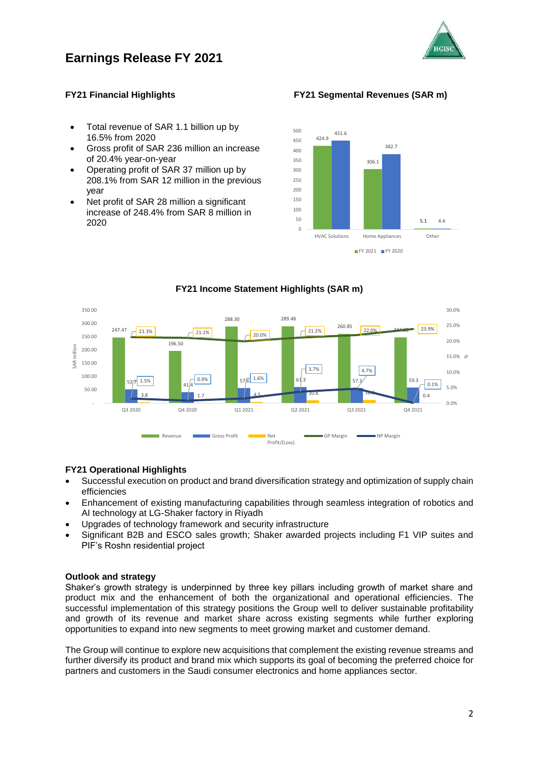# Earnings Release FY 2021

### FY21 Financial Highlights

- Total revenue of SAR 1.1 billion up by 16.5% from 2020
- Gross profit of SAR 236 million an increase of 20.4% year-on-year
- Operating profit of SAR 37 million up by 208.1% from SAR 12 million in the previous year
- Net profit of SAR 28 million a significant increase of 248.4% from SAR 8 million in 2020

### FY21 Segmental Revenues (SAR m)

| Segment | FY 2021 | FY 2020 |
|---|---|---|
| HVAC Solutions | 424.9 | 451.6 |
| Home Appliances | 306.1 | 382.7 |
| Other | 5.1 | 4.4 |

### FY21 Income Statement Highlights (SAR m)

| | Q3 2020 | Q4 2020 | Q1 2021 | Q2 2021 | Q3 2021 | Q4 2021 |
|---|---|---|---|---|---|---|
| Revenue | 247.47 | 196.50 | 288.30 | 289.48 | 260.85 | 247.92 |
| Gross Profit | 52.7 | 41.4 | 57.6 | 61.3 | 57.3 | 59.3 |
| Net Profit/(Loss) | 3.8 | 1.7 | 4.5 | 10.8 | 12.2 | 0.4 |
| GP Margin | 21.3% | 21.1% | 20.0% | 21.2% | 22.0% | 23.9% |
| NP Margin | 1.5% | 0.9% | 1.6% | 3.7% | 4.7% | 0.1% |

### FY21 Operational Highlights

- Successful execution on product and brand diversification strategy and optimization of supply chain efficiencies
- Enhancement of existing manufacturing capabilities through seamless integration of robotics and AI technology at LG-Shaker factory in Riyadh
- Upgrades of technology framework and security infrastructure
- Significant B2B and ESCO sales growth; Shaker awarded projects including F1 VIP suites and PIF's Roshn residential project

### Outlook and strategy

Shaker's growth strategy is underpinned by three key pillars including growth of market share and product mix and the enhancement of both the organizational and operational efficiencies. The successful implementation of this strategy positions the Group well to deliver sustainable profitability and growth of its revenue and market share across existing segments while further exploring opportunities to expand into new segments to meet growing market and customer demand.

The Group will continue to explore new acquisitions that complement the existing revenue streams and further diversify its product and brand mix which supports its goal of becoming the preferred choice for partners and customers in the Saudi consumer electronics and home appliances sector.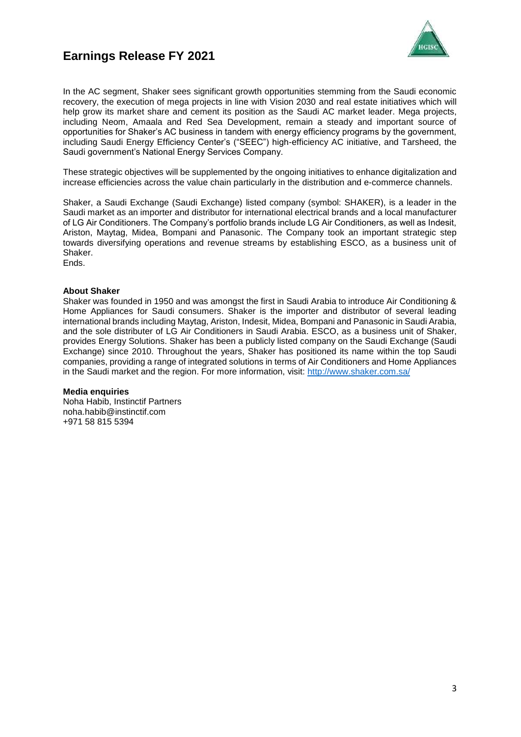In the AC segment, Shaker sees significant growth opportunities stemming from the Saudi economic recovery, the execution of mega projects in line with Vision 2030 and real estate initiatives which will help grow its market share and cement its position as the Saudi AC market leader. Mega projects, including Neom, Amaala and Red Sea Development, remain a steady and important source of opportunities for Shaker's AC business in tandem with energy efficiency programs by the government, including Saudi Energy Efficiency Center's ("SEEC") high-efficiency AC initiative, and Tarsheed, the Saudi government's National Energy Services Company.

These strategic objectives will be supplemented by the ongoing initiatives to enhance digitalization and increase efficiencies across the value chain particularly in the distribution and e-commerce channels.

Shaker, a Saudi Exchange (Saudi Exchange) listed company (symbol: SHAKER), is a leader in the Saudi market as an importer and distributor for international electrical brands and a local manufacturer of LG Air Conditioners. The Company's portfolio brands include LG Air Conditioners, as well as Indesit, Ariston, Maytag, Midea, Bompani and Panasonic. The Company took an important strategic step towards diversifying operations and revenue streams by establishing ESCO, as a business unit of Shaker.
Ends.

**About Shaker**
Shaker was founded in 1950 and was amongst the first in Saudi Arabia to introduce Air Conditioning & Home Appliances for Saudi consumers. Shaker is the importer and distributor of several leading international brands including Maytag, Ariston, Indesit, Midea, Bompani and Panasonic in Saudi Arabia, and the sole distributer of LG Air Conditioners in Saudi Arabia. ESCO, as a business unit of Shaker, provides Energy Solutions. Shaker has been a publicly listed company on the Saudi Exchange (Saudi Exchange) since 2010. Throughout the years, Shaker has positioned its name within the top Saudi companies, providing a range of integrated solutions in terms of Air Conditioners and Home Appliances in the Saudi market and the region. For more information, visit: http://www.shaker.com.sa/

**Media enquiries**
Noha Habib, Instinctif Partners
noha.habib@instinctif.com
+971 58 815 5394